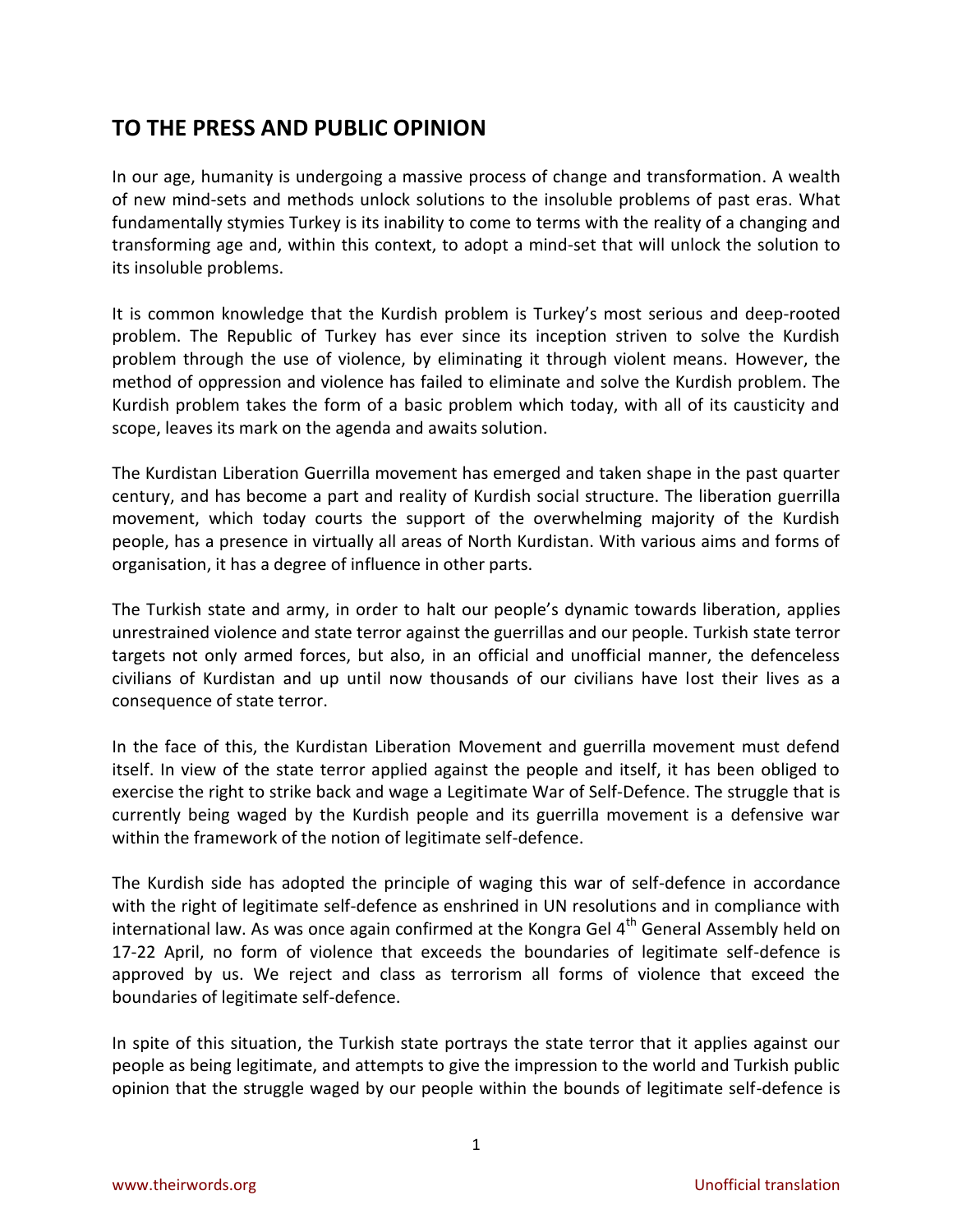## TO THE PRESS AND PUBLIC OPINION

In our age, humanity is undergoing a massive process of change and transformation. A wealth of new mind-sets and methods unlock solutions to the insoluble problems of past eras. What fundamentally stymies Turkey is its inability to come to terms with the reality of a changing and transforming age and, within this context, to adopt a mind-set that will unlock the solution to its insoluble problems.

It is common knowledge that the Kurdish problem is Turkey's most serious and deep-rooted problem. The Republic of Turkey has ever since its inception striven to solve the Kurdish problem through the use of violence, by eliminating it through violent means. However, the method of oppression and violence has failed to eliminate and solve the Kurdish problem. The Kurdish problem takes the form of a basic problem which today, with all of its causticity and scope, leaves its mark on the agenda and awaits solution.

The Kurdistan Liberation Guerrilla movement has emerged and taken shape in the past quarter century, and has become a part and reality of Kurdish social structure. The liberation guerrilla movement, which today courts the support of the overwhelming majority of the Kurdish people, has a presence in virtually all areas of North Kurdistan. With various aims and forms of organisation, it has a degree of influence in other parts.

The Turkish state and army, in order to halt our people's dynamic towards liberation, applies unrestrained violence and state terror against the guerrillas and our people. Turkish state terror targets not only armed forces, but also, in an official and unofficial manner, the defenceless civilians of Kurdistan and up until now thousands of our civilians have lost their lives as a consequence of state terror.

In the face of this, the Kurdistan Liberation Movement and guerrilla movement must defend itself. In view of the state terror applied against the people and itself, it has been obliged to exercise the right to strike back and wage a Legitimate War of Self-Defence. The struggle that is currently being waged by the Kurdish people and its guerrilla movement is a defensive war within the framework of the notion of legitimate self-defence.

The Kurdish side has adopted the principle of waging this war of self-defence in accordance with the right of legitimate self-defence as enshrined in UN resolutions and in compliance with international law. As was once again confirmed at the Kongra Gel 4th General Assembly held on 17-22 April, no form of violence that exceeds the boundaries of legitimate self-defence is approved by us. We reject and class as terrorism all forms of violence that exceed the boundaries of legitimate self-defence.

In spite of this situation, the Turkish state portrays the state terror that it applies against our people as being legitimate, and attempts to give the impression to the world and Turkish public opinion that the struggle waged by our people within the bounds of legitimate self-defence is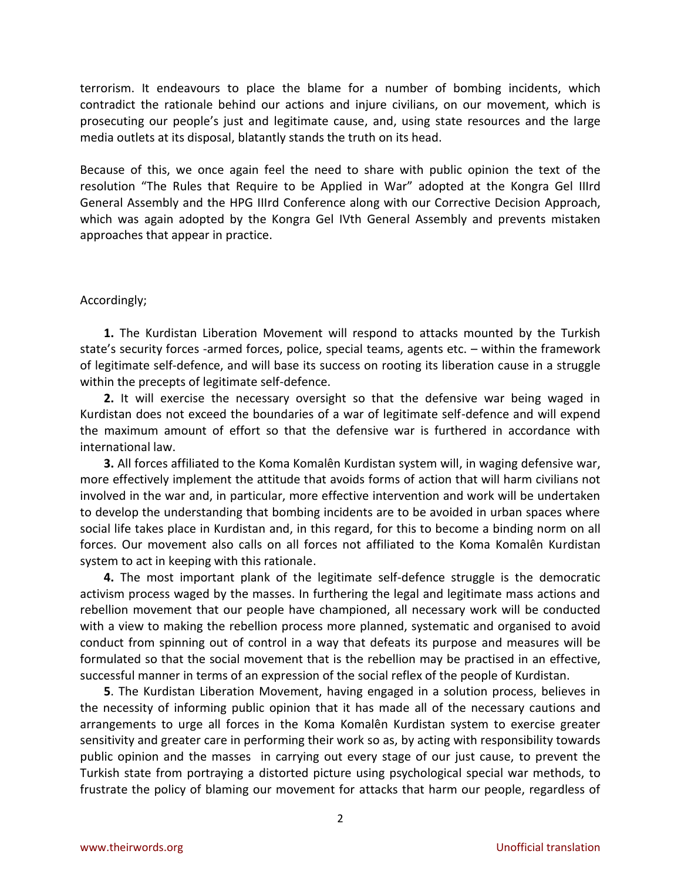terrorism. It endeavours to place the blame for a number of bombing incidents, which contradict the rationale behind our actions and injure civilians, on our movement, which is prosecuting our people's just and legitimate cause, and, using state resources and the large media outlets at its disposal, blatantly stands the truth on its head.

Because of this, we once again feel the need to share with public opinion the text of the resolution "The Rules that Require to be Applied in War" adopted at the Kongra Gel IIIrd General Assembly and the HPG IIIrd Conference along with our Corrective Decision Approach, which was again adopted by the Kongra Gel IVth General Assembly and prevents mistaken approaches that appear in practice.

Accordingly;

**1.** The Kurdistan Liberation Movement will respond to attacks mounted by the Turkish state's security forces -armed forces, police, special teams, agents etc. – within the framework of legitimate self-defence, and will base its success on rooting its liberation cause in a struggle within the precepts of legitimate self-defence.

**2.** It will exercise the necessary oversight so that the defensive war being waged in Kurdistan does not exceed the boundaries of a war of legitimate self-defence and will expend the maximum amount of effort so that the defensive war is furthered in accordance with international law.

**3.** All forces affiliated to the Koma Komalên Kurdistan system will, in waging defensive war, more effectively implement the attitude that avoids forms of action that will harm civilians not involved in the war and, in particular, more effective intervention and work will be undertaken to develop the understanding that bombing incidents are to be avoided in urban spaces where social life takes place in Kurdistan and, in this regard, for this to become a binding norm on all forces. Our movement also calls on all forces not affiliated to the Koma Komalên Kurdistan system to act in keeping with this rationale.

**4.** The most important plank of the legitimate self-defence struggle is the democratic activism process waged by the masses. In furthering the legal and legitimate mass actions and rebellion movement that our people have championed, all necessary work will be conducted with a view to making the rebellion process more planned, systematic and organised to avoid conduct from spinning out of control in a way that defeats its purpose and measures will be formulated so that the social movement that is the rebellion may be practised in an effective, successful manner in terms of an expression of the social reflex of the people of Kurdistan.

**5**. The Kurdistan Liberation Movement, having engaged in a solution process, believes in the necessity of informing public opinion that it has made all of the necessary cautions and arrangements to urge all forces in the Koma Komalên Kurdistan system to exercise greater sensitivity and greater care in performing their work so as, by acting with responsibility towards public opinion and the masses in carrying out every stage of our just cause, to prevent the Turkish state from portraying a distorted picture using psychological special war methods, to frustrate the policy of blaming our movement for attacks that harm our people, regardless of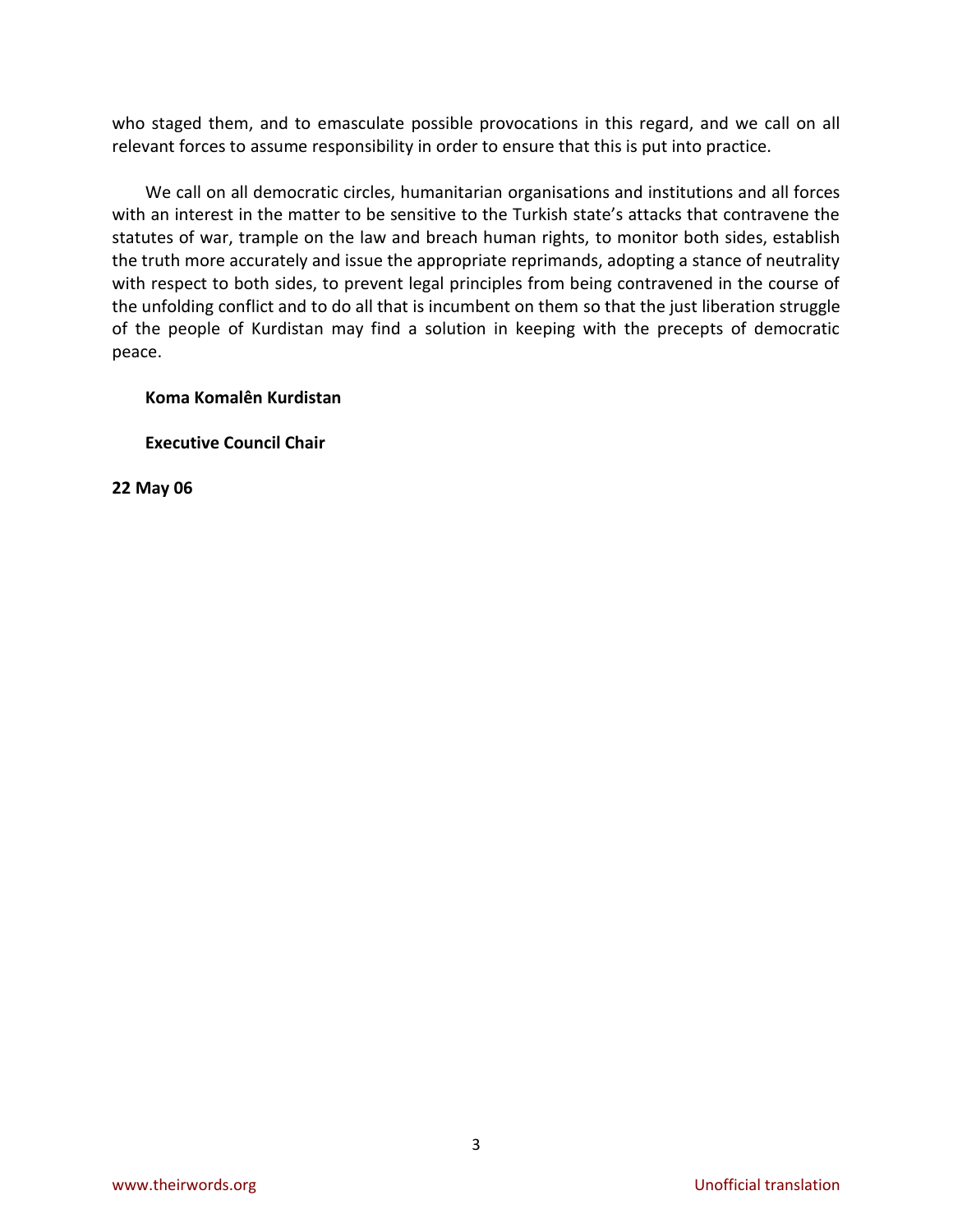who staged them, and to emasculate possible provocations in this regard, and we call on all relevant forces to assume responsibility in order to ensure that this is put into practice.

We call on all democratic circles, humanitarian organisations and institutions and all forces with an interest in the matter to be sensitive to the Turkish state's attacks that contravene the statutes of war, trample on the law and breach human rights, to monitor both sides, establish the truth more accurately and issue the appropriate reprimands, adopting a stance of neutrality with respect to both sides, to prevent legal principles from being contravened in the course of the unfolding conflict and to do all that is incumbent on them so that the just liberation struggle of the people of Kurdistan may find a solution in keeping with the precepts of democratic peace.

**Koma Komalên Kurdistan**

**Executive Council Chair**

**22 May 06**